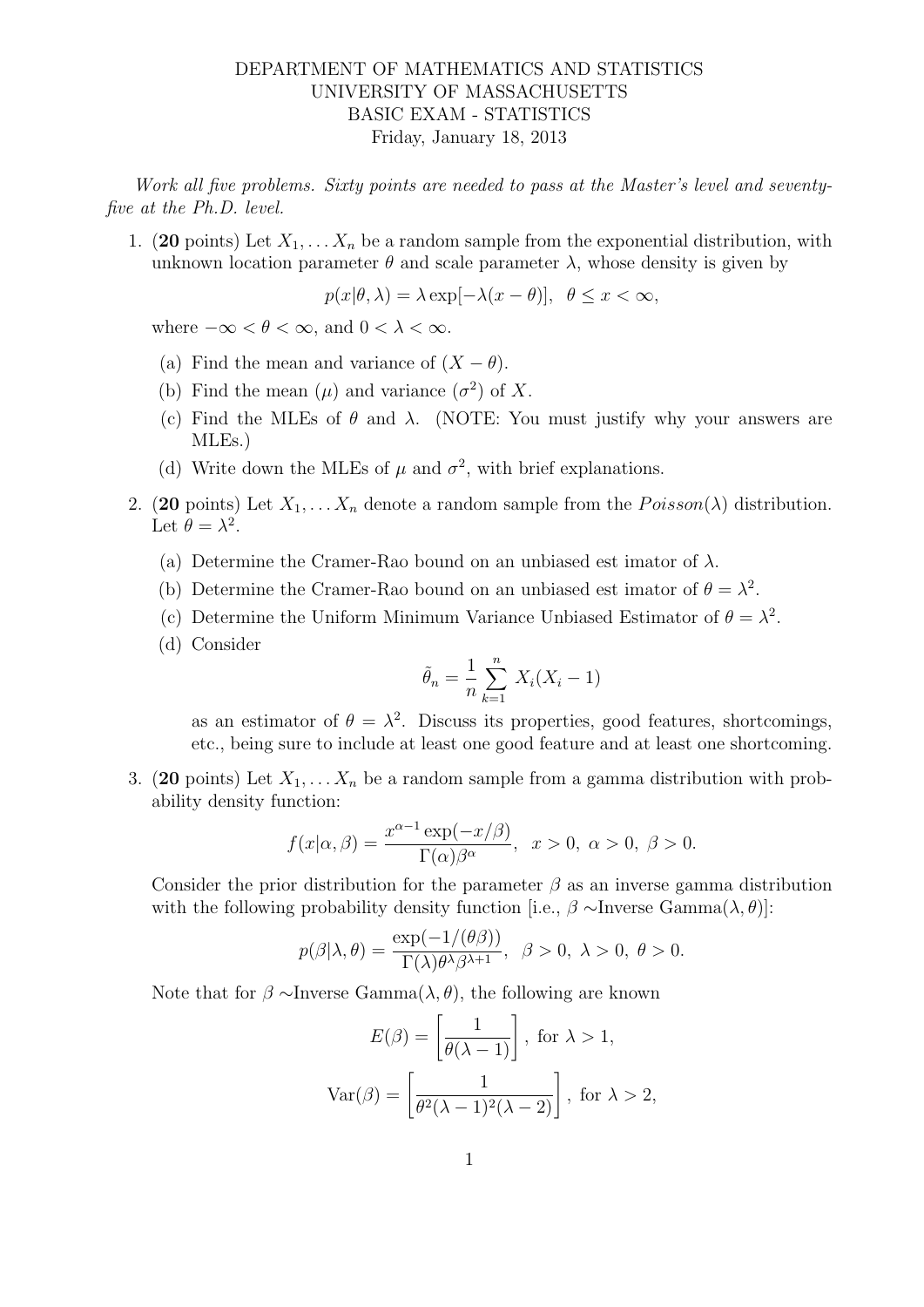DEPARTMENT OF MATHEMATICS AND STATISTICS
UNIVERSITY OF MASSACHUSETTS
BASIC EXAM - STATISTICS
Friday, January 18, 2013

*Work all five problems. Sixty points are needed to pass at the Master's level and seventy-five at the Ph.D. level.*

1. (**20** points) Let $X_1, \ldots X_n$ be a random sample from the exponential distribution, with unknown location parameter $\theta$ and scale parameter $\lambda$, whose density is given by

$$p(x|\theta, \lambda) = \lambda \exp[-\lambda(x - \theta)], \quad \theta \leq x < \infty,$$

where $-\infty < \theta < \infty$, and $0 < \lambda < \infty$.

   (a) Find the mean and variance of $(X - \theta)$.

   (b) Find the mean ($\mu$) and variance ($\sigma^2$) of $X$.

   (c) Find the MLEs of $\theta$ and $\lambda$. (NOTE: You must justify why your answers are MLEs.)

   (d) Write down the MLEs of $\mu$ and $\sigma^2$, with brief explanations.

2. (**20** points) Let $X_1, \ldots X_n$ denote a random sample from the $Poisson(\lambda)$ distribution. Let $\theta = \lambda^2$.

   (a) Determine the Cramer-Rao bound on an unbiased est imator of $\lambda$.

   (b) Determine the Cramer-Rao bound on an unbiased est imator of $\theta = \lambda^2$.

   (c) Determine the Uniform Minimum Variance Unbiased Estimator of $\theta = \lambda^2$.

   (d) Consider

$$\tilde{\theta}_n = \frac{1}{n} \sum_{k=1}^{n} X_i(X_i - 1)$$

   as an estimator of $\theta = \lambda^2$. Discuss its properties, good features, shortcomings, etc., being sure to include at least one good feature and at least one shortcoming.

3. (**20** points) Let $X_1, \ldots X_n$ be a random sample from a gamma distribution with probability density function:

$$f(x|\alpha, \beta) = \frac{x^{\alpha-1} \exp(-x/\beta)}{\Gamma(\alpha)\beta^\alpha}, \quad x > 0, \ \alpha > 0, \ \beta > 0.$$

Consider the prior distribution for the parameter $\beta$ as an inverse gamma distribution with the following probability density function [i.e., $\beta \sim$Inverse Gamma$(\lambda, \theta)$]:

$$p(\beta|\lambda, \theta) = \frac{\exp(-1/(\theta\beta))}{\Gamma(\lambda)\theta^\lambda \beta^{\lambda+1}}, \quad \beta > 0, \ \lambda > 0, \ \theta > 0.$$

Note that for $\beta \sim$Inverse Gamma$(\lambda, \theta)$, the following are known

$$E(\beta) = \left[\frac{1}{\theta(\lambda - 1)}\right], \text{ for } \lambda > 1,$$

$$\text{Var}(\beta) = \left[\frac{1}{\theta^2(\lambda - 1)^2(\lambda - 2)}\right], \text{ for } \lambda > 2,$$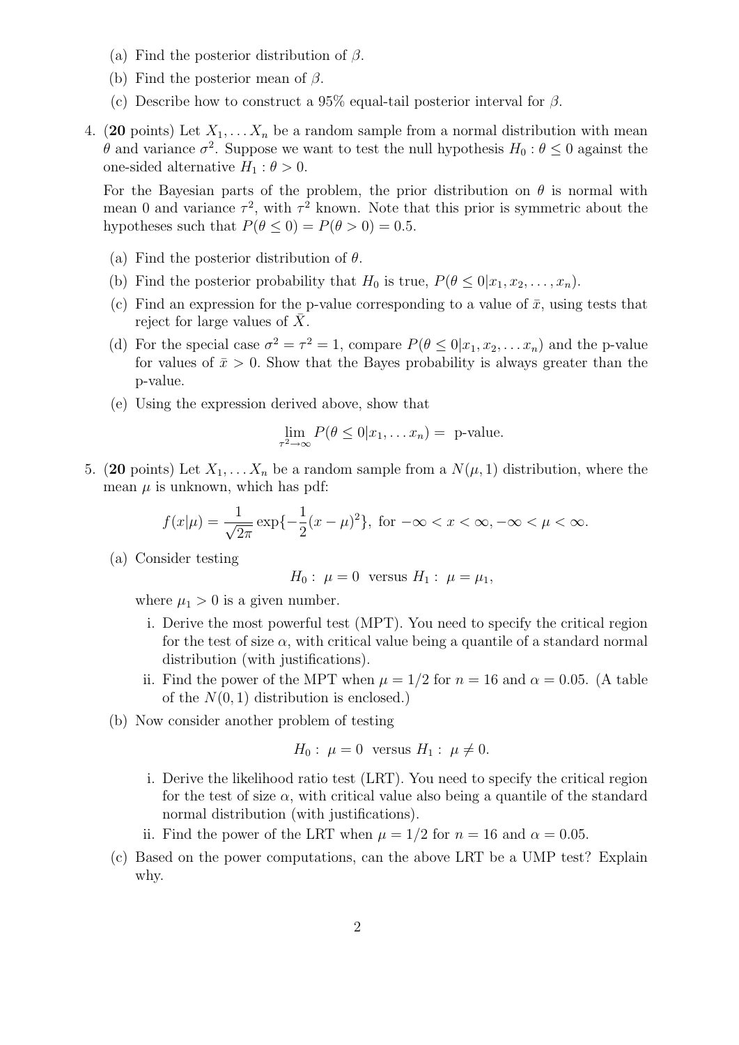(a) Find the posterior distribution of $\beta$.

(b) Find the posterior mean of $\beta$.

(c) Describe how to construct a 95% equal-tail posterior interval for $\beta$.

4. (**20** points) Let $X_1, \ldots X_n$ be a random sample from a normal distribution with mean $\theta$ and variance $\sigma^2$. Suppose we want to test the null hypothesis $H_0 : \theta \leq 0$ against the one-sided alternative $H_1 : \theta > 0$.

   For the Bayesian parts of the problem, the prior distribution on $\theta$ is normal with mean 0 and variance $\tau^2$, with $\tau^2$ known. Note that this prior is symmetric about the hypotheses such that $P(\theta \leq 0) = P(\theta > 0) = 0.5$.

   (a) Find the posterior distribution of $\theta$.

   (b) Find the posterior probability that $H_0$ is true, $P(\theta \leq 0 | x_1, x_2, \ldots, x_n)$.

   (c) Find an expression for the p-value corresponding to a value of $\bar{x}$, using tests that reject for large values of $\bar{X}$.

   (d) For the special case $\sigma^2 = \tau^2 = 1$, compare $P(\theta \leq 0 | x_1, x_2, \ldots x_n)$ and the p-value for values of $\bar{x} > 0$. Show that the Bayes probability is always greater than the p-value.

   (e) Using the expression derived above, show that

   $$\lim_{\tau^2 \to \infty} P(\theta \leq 0 | x_1, \ldots x_n) = \text{ p-value.}$$

5. (**20** points) Let $X_1, \ldots X_n$ be a random sample from a $N(\mu, 1)$ distribution, where the mean $\mu$ is unknown, which has pdf:

   $$f(x|\mu) = \frac{1}{\sqrt{2\pi}} \exp\{-\frac{1}{2}(x - \mu)^2\}, \text{ for } -\infty < x < \infty, -\infty < \mu < \infty.$$

   (a) Consider testing

   $$H_0 : \ \mu = 0 \ \text{ versus } H_1 : \ \mu = \mu_1,$$

   where $\mu_1 > 0$ is a given number.

      i. Derive the most powerful test (MPT). You need to specify the critical region for the test of size $\alpha$, with critical value being a quantile of a standard normal distribution (with justifications).

      ii. Find the power of the MPT when $\mu = 1/2$ for $n = 16$ and $\alpha = 0.05$. (A table of the $N(0, 1)$ distribution is enclosed.)

   (b) Now consider another problem of testing

   $$H_0 : \ \mu = 0 \ \text{ versus } H_1 : \ \mu \neq 0.$$

      i. Derive the likelihood ratio test (LRT). You need to specify the critical region for the test of size $\alpha$, with critical value also being a quantile of the standard normal distribution (with justifications).

      ii. Find the power of the LRT when $\mu = 1/2$ for $n = 16$ and $\alpha = 0.05$.

   (c) Based on the power computations, can the above LRT be a UMP test? Explain why.